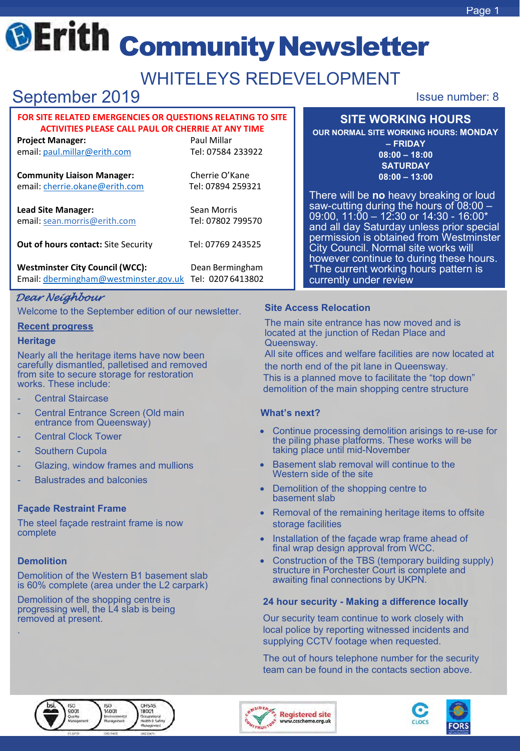# Erith Community Newsletter

## WHITELEYS REDEVELOPMENT

September 2019

Issue number: 8

**FOR SITE RELATED EMERGENCIES OR QUESTIONS RELATING TO SITE ACTIVITIES PLEASE CALL PAUL OR CHERRIE AT ANY TIME**

| | |
|---|---|
| **Project Manager:** | Paul Millar |
| email: paul.millar@erith.com | Tel: 07584 233922 |
| **Community Liaison Manager:** | Cherrie O'Kane |
| email: cherrie.okane@erith.com | Tel: 07894 259321 |
| **Lead Site Manager:** | Sean Morris |
| email: sean.morris@erith.com | Tel: 07802 799570 |
| **Out of hours contact:** Site Security | Tel: 07769 243525 |
| **Westminster City Council (WCC):** | Dean Bermingham |
| Email: dbermingham@westminster.gov.uk | Tel: 0207 6413802 |

### SITE WORKING HOURS

**OUR NORMAL SITE WORKING HOURS: MONDAY – FRIDAY**
**08:00 – 18:00**
**SATURDAY**
**08:00 – 13:00**

There will be **no** heavy breaking or loud saw-cutting during the hours of 08:00 – 09:00, 11:00 – 12:30 or 14:30 - 16:00* and all day Saturday unless prior special permission is obtained from Westminster City Council. Normal site works will however continue to during these hours. *The current working hours pattern is currently under review

*Dear Neighbour*

Welcome to the September edition of our newsletter.

### Recent progress

#### Heritage

Nearly all the heritage items have now been carefully dismantled, palletised and removed from site to secure storage for restoration works. These include:

- Central Staircase
- Central Entrance Screen (Old main entrance from Queensway)
- Central Clock Tower
- Southern Cupola
- Glazing, window frames and mullions
- Balustrades and balconies

#### Façade Restraint Frame

The steel façade restraint frame is now complete

#### Demolition

Demolition of the Western B1 basement slab is 60% complete (area under the L2 carpark)

Demolition of the shopping centre is progressing well, the L4 slab is being removed at present.

#### Site Access Relocation

The main site entrance has now moved and is located at the junction of Redan Place and Queensway.
All site offices and welfare facilities are now located at the north end of the pit lane in Queensway.
This is a planned move to facilitate the "top down" demolition of the main shopping centre structure

#### What's next?

- Continue processing demolition arisings to re-use for the piling phase platforms. These works will be taking place until mid-November
- Basement slab removal will continue to the Western side of the site
- Demolition of the shopping centre to basement slab
- Removal of the remaining heritage items to offsite storage facilities
- Installation of the façade wrap frame ahead of final wrap design approval from WCC.
- Construction of the TBS (temporary building supply) structure in Porchester Court is complete and awaiting final connections by UKPN.

#### 24 hour security - Making a difference locally

Our security team continue to work closely with local police by reporting witnessed incidents and supplying CCTV footage when requested.

The out of hours telephone number for the security team can be found in the contacts section above.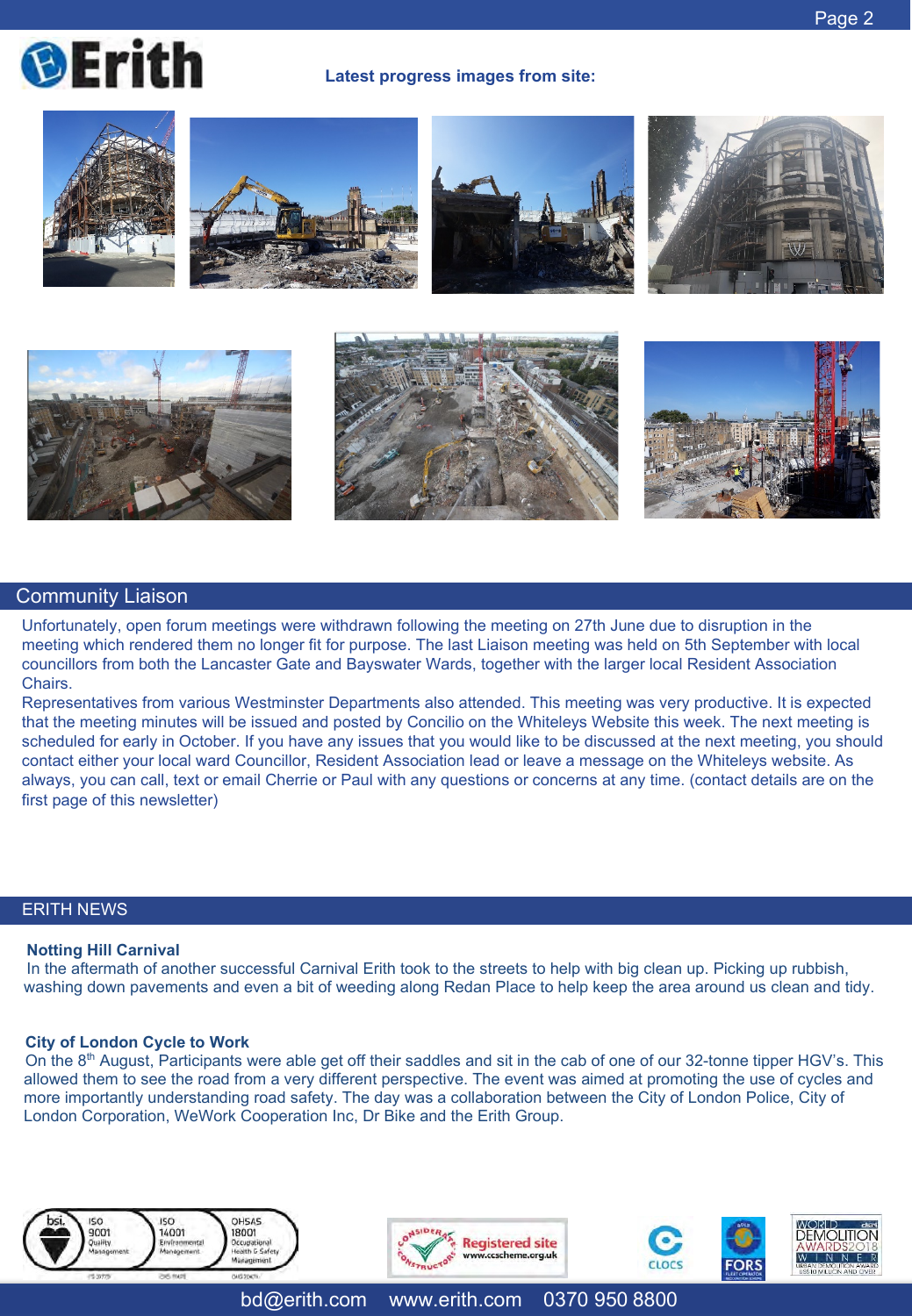**Latest progress images from site:**

## Community Liaison

Unfortunately, open forum meetings were withdrawn following the meeting on 27th June due to disruption in the meeting which rendered them no longer fit for purpose. The last Liaison meeting was held on 5th September with local councillors from both the Lancaster Gate and Bayswater Wards, together with the larger local Resident Association Chairs.

Representatives from various Westminster Departments also attended. This meeting was very productive. It is expected that the meeting minutes will be issued and posted by Concilio on the Whiteleys Website this week. The next meeting is scheduled for early in October. If you have any issues that you would like to be discussed at the next meeting, you should contact either your local ward Councillor, Resident Association lead or leave a message on the Whiteleys website. As always, you can call, text or email Cherrie or Paul with any questions or concerns at any time. (contact details are on the first page of this newsletter)

## ERITH NEWS

**Notting Hill Carnival**

In the aftermath of another successful Carnival Erith took to the streets to help with big clean up. Picking up rubbish, washing down pavements and even a bit of weeding along Redan Place to help keep the area around us clean and tidy.

**City of London Cycle to Work**

On the 8th August, Participants were able get off their saddles and sit in the cab of one of our 32-tonne tipper HGV's. This allowed them to see the road from a very different perspective. The event was aimed at promoting the use of cycles and more importantly understanding road safety. The day was a collaboration between the City of London Police, City of London Corporation, WeWork Cooperation Inc, Dr Bike and the Erith Group.

bd@erith.com www.erith.com 0370 950 8800